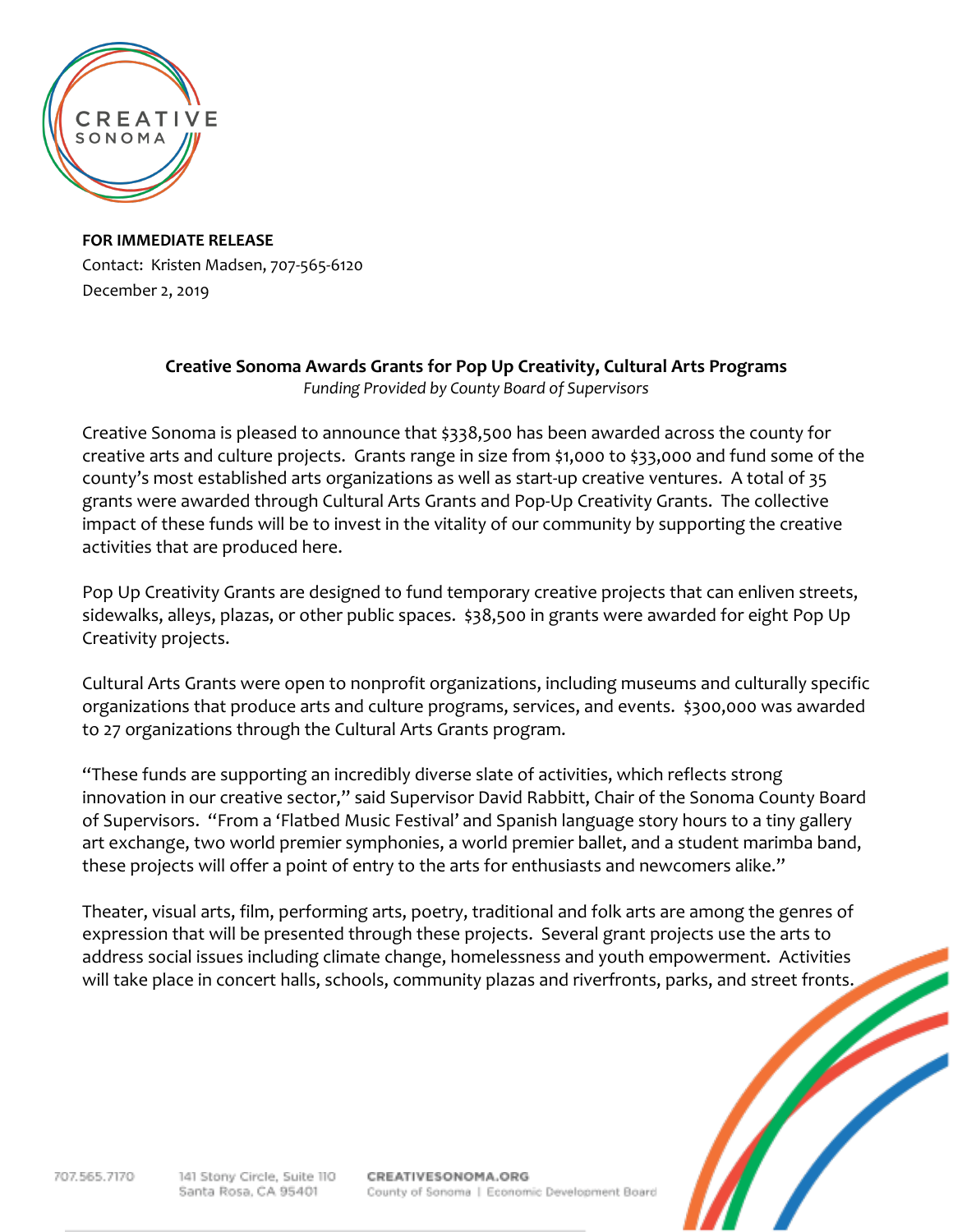**FOR IMMEDIATE RELEASE**
Contact: Kristen Madsen, 707-565-6120
December 2, 2019

## Creative Sonoma Awards Grants for Pop Up Creativity, Cultural Arts Programs

*Funding Provided by County Board of Supervisors*

Creative Sonoma is pleased to announce that $338,500 has been awarded across the county for creative arts and culture projects. Grants range in size from $1,000 to $33,000 and fund some of the county's most established arts organizations as well as start-up creative ventures. A total of 35 grants were awarded through Cultural Arts Grants and Pop-Up Creativity Grants. The collective impact of these funds will be to invest in the vitality of our community by supporting the creative activities that are produced here.

Pop Up Creativity Grants are designed to fund temporary creative projects that can enliven streets, sidewalks, alleys, plazas, or other public spaces. $38,500 in grants were awarded for eight Pop Up Creativity projects.

Cultural Arts Grants were open to nonprofit organizations, including museums and culturally specific organizations that produce arts and culture programs, services, and events. $300,000 was awarded to 27 organizations through the Cultural Arts Grants program.

"These funds are supporting an incredibly diverse slate of activities, which reflects strong innovation in our creative sector," said Supervisor David Rabbitt, Chair of the Sonoma County Board of Supervisors. "From a 'Flatbed Music Festival' and Spanish language story hours to a tiny gallery art exchange, two world premier symphonies, a world premier ballet, and a student marimba band, these projects will offer a point of entry to the arts for enthusiasts and newcomers alike."

Theater, visual arts, film, performing arts, poetry, traditional and folk arts are among the genres of expression that will be presented through these projects. Several grant projects use the arts to address social issues including climate change, homelessness and youth empowerment. Activities will take place in concert halls, schools, community plazas and riverfronts, parks, and street fronts.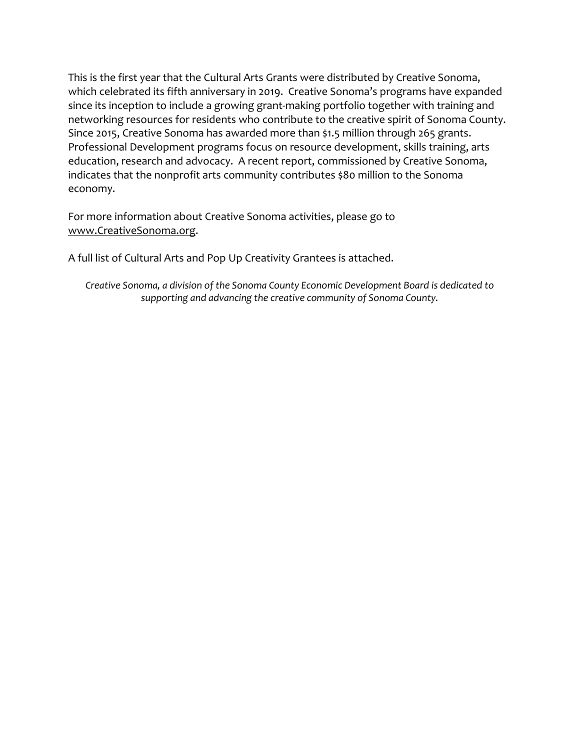This is the first year that the Cultural Arts Grants were distributed by Creative Sonoma, which celebrated its fifth anniversary in 2019. Creative Sonoma's programs have expanded since its inception to include a growing grant-making portfolio together with training and networking resources for residents who contribute to the creative spirit of Sonoma County. Since 2015, Creative Sonoma has awarded more than $1.5 million through 265 grants. Professional Development programs focus on resource development, skills training, arts education, research and advocacy. A recent report, commissioned by Creative Sonoma, indicates that the nonprofit arts community contributes $80 million to the Sonoma economy.

For more information about Creative Sonoma activities, please go to www.CreativeSonoma.org.

A full list of Cultural Arts and Pop Up Creativity Grantees is attached.

*Creative Sonoma, a division of the Sonoma County Economic Development Board is dedicated to supporting and advancing the creative community of Sonoma County.*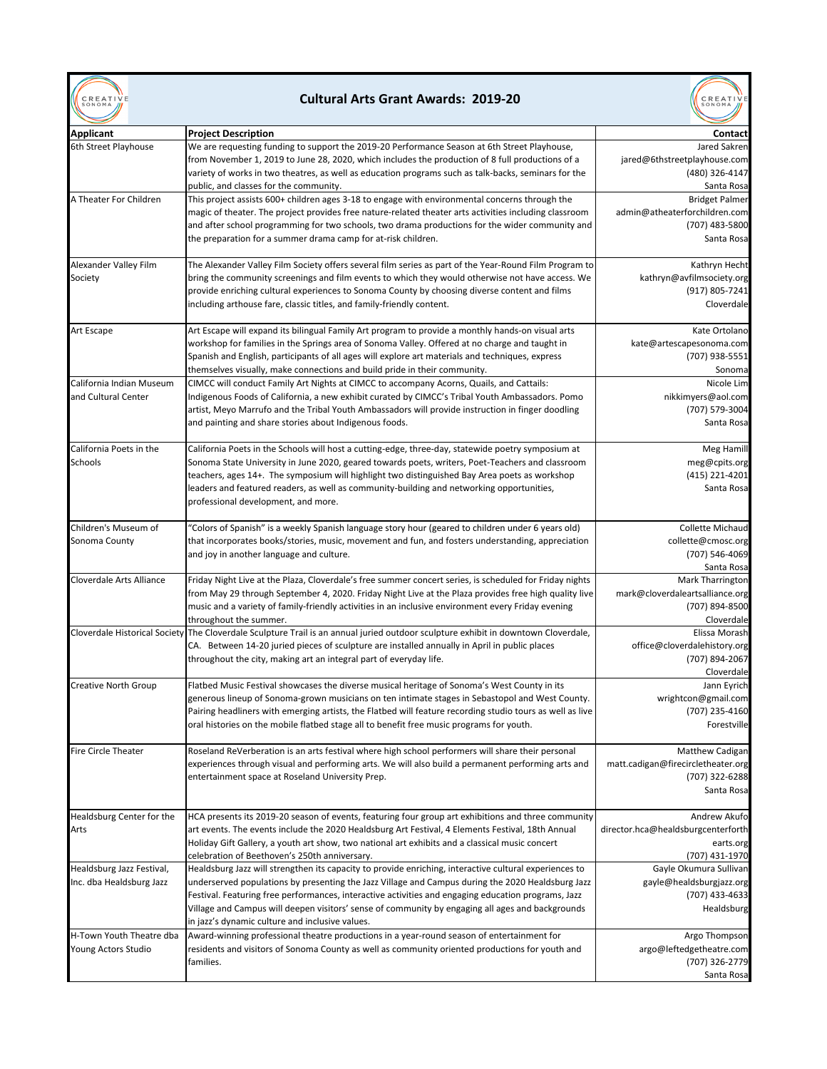# Cultural Arts Grant Awards: 2019-20

| Applicant | Project Description | Contact |
|---|---|---|
| 6th Street Playhouse | We are requesting funding to support the 2019-20 Performance Season at 6th Street Playhouse, from November 1, 2019 to June 28, 2020, which includes the production of 8 full productions of a variety of works in two theatres, as well as education programs such as talk-backs, seminars for the public, and classes for the community. | Jared Sakren<br>jared@6thstreetplayhouse.com<br>(480) 326-4147<br>Santa Rosa |
| A Theater For Children | This project assists 600+ children ages 3-18 to engage with environmental concerns through the magic of theater. The project provides free nature-related theater arts activities including classroom and after school programming for two schools, two drama productions for the wider community and the preparation for a summer drama camp for at-risk children. | Bridget Palmer<br>admin@atheaterforchildren.com<br>(707) 483-5800<br>Santa Rosa |
| Alexander Valley Film Society | The Alexander Valley Film Society offers several film series as part of the Year-Round Film Program to bring the community screenings and film events to which they would otherwise not have access. We provide enriching cultural experiences to Sonoma County by choosing diverse content and films including arthouse fare, classic titles, and family-friendly content. | Kathryn Hecht<br>kathryn@avfilmsociety.org<br>(917) 805-7241<br>Cloverdale |
| Art Escape | Art Escape will expand its bilingual Family Art program to provide a monthly hands-on visual arts workshop for families in the Springs area of Sonoma Valley. Offered at no charge and taught in Spanish and English, participants of all ages will explore art materials and techniques, express themselves visually, make connections and build pride in their community. | Kate Ortolano<br>kate@artescapesonoma.com<br>(707) 938-5551<br>Sonoma |
| California Indian Museum and Cultural Center | CIMCC will conduct Family Art Nights at CIMCC to accompany Acorns, Quails, and Cattails: Indigenous Foods of California, a new exhibit curated by CIMCC's Tribal Youth Ambassadors. Pomo artist, Meyo Marrufo and the Tribal Youth Ambassadors will provide instruction in finger doodling and painting and share stories about Indigenous foods. | Nicole Lim<br>nikkimyers@aol.com<br>(707) 579-3004<br>Santa Rosa |
| California Poets in the Schools | California Poets in the Schools will host a cutting-edge, three-day, statewide poetry symposium at Sonoma State University in June 2020, geared towards poets, writers, Poet-Teachers and classroom teachers, ages 14+. The symposium will highlight two distinguished Bay Area poets as workshop leaders and featured readers, as well as community-building and networking opportunities, professional development, and more. | Meg Hamill<br>meg@cpits.org<br>(415) 221-4201<br>Santa Rosa |
| Children's Museum of Sonoma County | "Colors of Spanish" is a weekly Spanish language story hour (geared to children under 6 years old) that incorporates books/stories, music, movement and fun, and fosters understanding, appreciation and joy in another language and culture. | Collette Michaud<br>collette@cmosc.org<br>(707) 546-4069<br>Santa Rosa |
| Cloverdale Arts Alliance | Friday Night Live at the Plaza, Cloverdale's free summer concert series, is scheduled for Friday nights from May 29 through September 4, 2020. Friday Night Live at the Plaza provides free high quality live music and a variety of family-friendly activities in an inclusive environment every Friday evening throughout the summer. | Mark Tharrington<br>mark@cloverdaleartsalliance.org<br>(707) 894-8500<br>Cloverdale |
| Cloverdale Historical Society | The Cloverdale Sculpture Trail is an annual juried outdoor sculpture exhibit in downtown Cloverdale, CA. Between 14-20 juried pieces of sculpture are installed annually in April in public places throughout the city, making art an integral part of everyday life. | Elissa Morash<br>office@cloverdalehistory.org<br>(707) 894-2067<br>Cloverdale |
| Creative North Group | Flatbed Music Festival showcases the diverse musical heritage of Sonoma's West County in its generous lineup of Sonoma-grown musicians on ten intimate stages in Sebastopol and West County. Pairing headliners with emerging artists, the Flatbed will feature recording studio tours as well as live oral histories on the mobile flatbed stage all to benefit free music programs for youth. | Jann Eyrich<br>wrightcon@gmail.com<br>(707) 235-4160<br>Forestville |
| Fire Circle Theater | Roseland ReVerberation is an arts festival where high school performers will share their personal experiences through visual and performing arts. We will also build a permanent performing arts and entertainment space at Roseland University Prep. | Matthew Cadigan<br>matt.cadigan@firecircletheater.org<br>(707) 322-6288<br>Santa Rosa |
| Healdsburg Center for the Arts | HCA presents its 2019-20 season of events, featuring four group art exhibitions and three community art events. The events include the 2020 Healdsburg Art Festival, 4 Elements Festival, 18th Annual Holiday Gift Gallery, a youth art show, two national art exhibits and a classical music concert celebration of Beethoven's 250th anniversary. | Andrew Akufo<br>director.hca@healdsburgcenterforthearts.org<br>(707) 431-1970 |
| Healdsburg Jazz Festival, Inc. dba Healdsburg Jazz | Healdsburg Jazz will strengthen its capacity to provide enriching, interactive cultural experiences to underserved populations by presenting the Jazz Village and Campus during the 2020 Healdsburg Jazz Festival. Featuring free performances, interactive activities and engaging education programs, Jazz Village and Campus will deepen visitors' sense of community by engaging all ages and backgrounds in jazz's dynamic culture and inclusive values. | Gayle Okumura Sullivan<br>gayle@healdsburgjazz.org<br>(707) 433-4633<br>Healdsburg |
| H-Town Youth Theatre dba Young Actors Studio | Award-winning professional theatre productions in a year-round season of entertainment for residents and visitors of Sonoma County as well as community oriented productions for youth and families. | Argo Thompson<br>argo@leftedgetheatre.com<br>(707) 326-2779<br>Santa Rosa |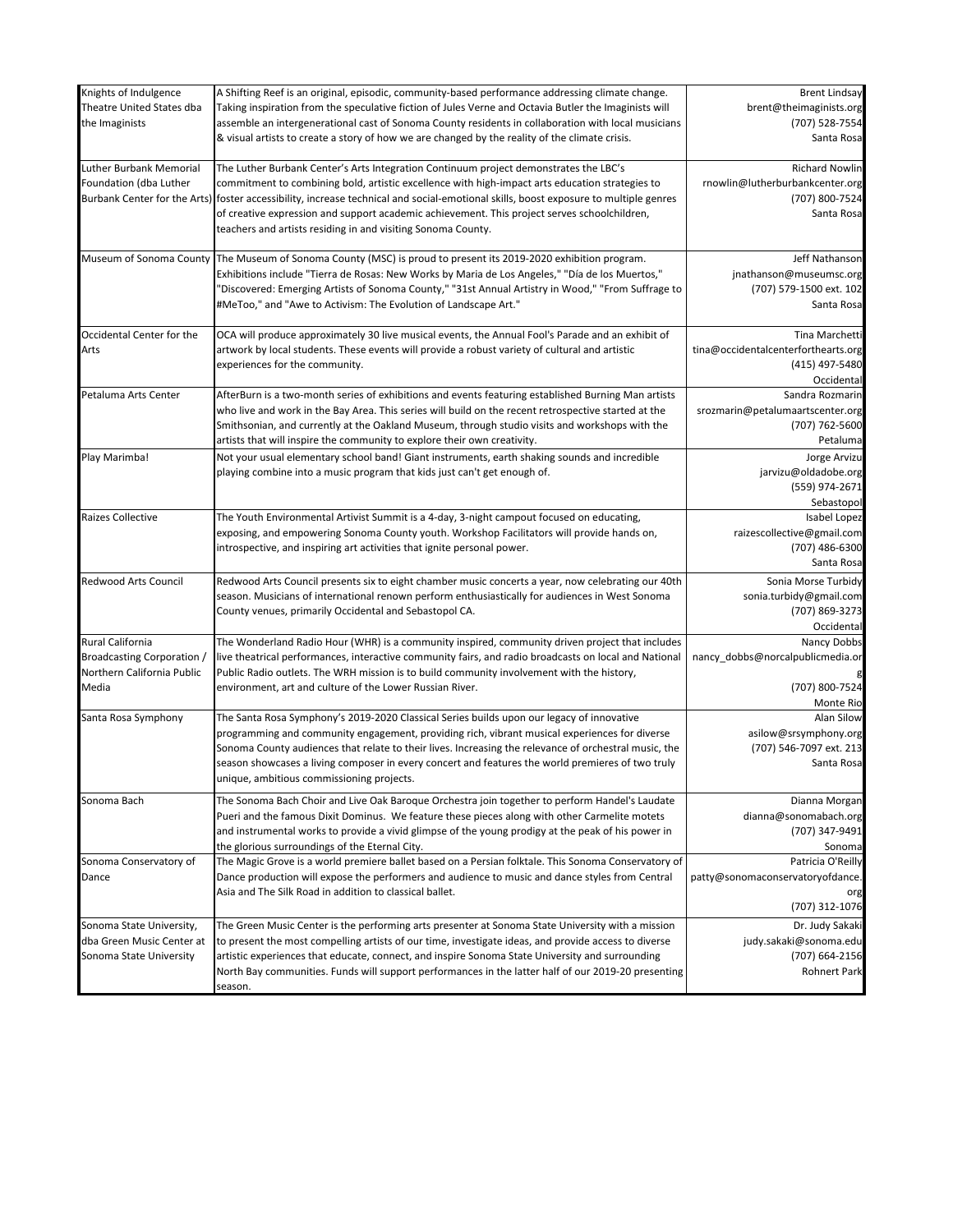| Organization | Description | Contact |
|---|---|---|
| Knights of Indulgence Theatre United States dba the Imaginists | A Shifting Reef is an original, episodic, community-based performance addressing climate change. Taking inspiration from the speculative fiction of Jules Verne and Octavia Butler the Imaginists will assemble an intergenerational cast of Sonoma County residents in collaboration with local musicians & visual artists to create a story of how we are changed by the reality of the climate crisis. | Brent Lindsay<br>brent@theimaginists.org<br>(707) 528-7554<br>Santa Rosa |
| Luther Burbank Memorial Foundation (dba Luther Burbank Center for the Arts) | The Luther Burbank Center's Arts Integration Continuum project demonstrates the LBC's commitment to combining bold, artistic excellence with high-impact arts education strategies to foster accessibility, increase technical and social-emotional skills, boost exposure to multiple genres of creative expression and support academic achievement. This project serves schoolchildren, teachers and artists residing in and visiting Sonoma County. | Richard Nowlin<br>rnowlin@lutherburbankcenter.org<br>(707) 800-7524<br>Santa Rosa |
| Museum of Sonoma County | The Museum of Sonoma County (MSC) is proud to present its 2019-2020 exhibition program. Exhibitions include "Tierra de Rosas: New Works by Maria de Los Angeles," "Día de los Muertos," "Discovered: Emerging Artists of Sonoma County," "31st Annual Artistry in Wood," "From Suffrage to #MeToo," and "Awe to Activism: The Evolution of Landscape Art." | Jeff Nathanson<br>jnathanson@museumsc.org<br>(707) 579-1500 ext. 102<br>Santa Rosa |
| Occidental Center for the Arts | OCA will produce approximately 30 live musical events, the Annual Fool's Parade and an exhibit of artwork by local students. These events will provide a robust variety of cultural and artistic experiences for the community. | Tina Marchetti<br>tina@occidentalcenterforthearts.org<br>(415) 497-5480<br>Occidental |
| Petaluma Arts Center | AfterBurn is a two-month series of exhibitions and events featuring established Burning Man artists who live and work in the Bay Area. This series will build on the recent retrospective started at the Smithsonian, and currently at the Oakland Museum, through studio visits and workshops with the artists that will inspire the community to explore their own creativity. | Sandra Rozmarin<br>srozmarin@petalumaartscenter.org<br>(707) 762-5600<br>Petaluma |
| Play Marimba! | Not your usual elementary school band! Giant instruments, earth shaking sounds and incredible playing combine into a music program that kids just can't get enough of. | Jorge Arvizu<br>jarvizu@oldadobe.org<br>(559) 974-2671<br>Sebastopol |
| Raizes Collective | The Youth Environmental Artivist Summit is a 4-day, 3-night campout focused on educating, exposing, and empowering Sonoma County youth. Workshop Facilitators will provide hands on, introspective, and inspiring art activities that ignite personal power. | Isabel Lopez<br>raizescollective@gmail.com<br>(707) 486-6300<br>Santa Rosa |
| Redwood Arts Council | Redwood Arts Council presents six to eight chamber music concerts a year, now celebrating our 40th season. Musicians of international renown perform enthusiastically for audiences in West Sonoma County venues, primarily Occidental and Sebastopol CA. | Sonia Morse Turbidy<br>sonia.turbidy@gmail.com<br>(707) 869-3273<br>Occidental |
| Rural California Broadcasting Corporation / Northern California Public Media | The Wonderland Radio Hour (WHR) is a community inspired, community driven project that includes live theatrical performances, interactive community fairs, and radio broadcasts on local and National Public Radio outlets. The WRH mission is to build community involvement with the history, environment, art and culture of the Lower Russian River. | Nancy Dobbs<br>nancy_dobbs@norcalpublicmedia.org<br>(707) 800-7524<br>Monte Rio |
| Santa Rosa Symphony | The Santa Rosa Symphony's 2019-2020 Classical Series builds upon our legacy of innovative programming and community engagement, providing rich, vibrant musical experiences for diverse Sonoma County audiences that relate to their lives. Increasing the relevance of orchestral music, the season showcases a living composer in every concert and features the world premieres of two truly unique, ambitious commissioning projects. | Alan Silow<br>asilow@srsymphony.org<br>(707) 546-7097 ext. 213<br>Santa Rosa |
| Sonoma Bach | The Sonoma Bach Choir and Live Oak Baroque Orchestra join together to perform Handel's Laudate Pueri and the famous Dixit Dominus. We feature these pieces along with other Carmelite motets and instrumental works to provide a vivid glimpse of the young prodigy at the peak of his power in the glorious surroundings of the Eternal City. | Dianna Morgan<br>dianna@sonomabach.org<br>(707) 347-9491<br>Sonoma |
| Sonoma Conservatory of Dance | The Magic Grove is a world premiere ballet based on a Persian folktale. This Sonoma Conservatory of Dance production will expose the performers and audience to music and dance styles from Central Asia and The Silk Road in addition to classical ballet. | Patricia O'Reilly<br>patty@sonomaconservatoryofdance.org<br>(707) 312-1076 |
| Sonoma State University, dba Green Music Center at Sonoma State University | The Green Music Center is the performing arts presenter at Sonoma State University with a mission to present the most compelling artists of our time, investigate ideas, and provide access to diverse artistic experiences that educate, connect, and inspire Sonoma State University and surrounding North Bay communities. Funds will support performances in the latter half of our 2019-20 presenting season. | Dr. Judy Sakaki<br>judy.sakaki@sonoma.edu<br>(707) 664-2156<br>Rohnert Park |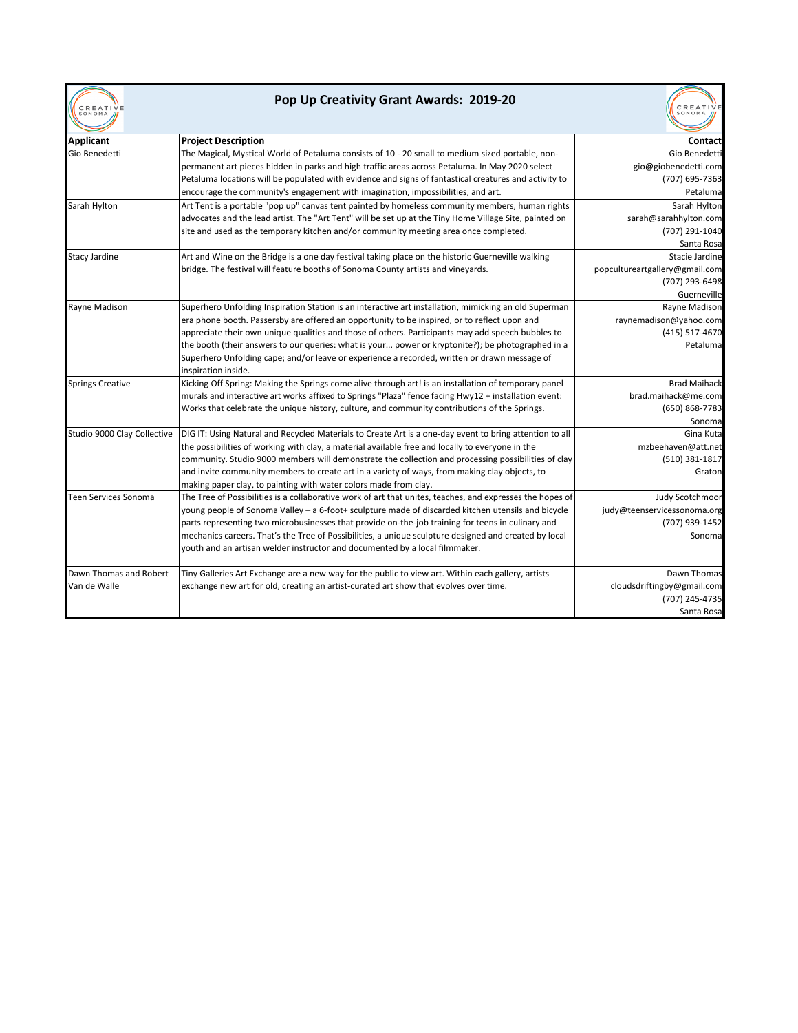# Pop Up Creativity Grant Awards: 2019-20

| Applicant | Project Description | Contact |
|---|---|---|
| Gio Benedetti | The Magical, Mystical World of Petaluma consists of 10 - 20 small to medium sized portable, non-permanent art pieces hidden in parks and high traffic areas across Petaluma. In May 2020 select Petaluma locations will be populated with evidence and signs of fantastical creatures and activity to encourage the community's engagement with imagination, impossibilities, and art. | Gio Benedetti<br>gio@giobenedetti.com<br>(707) 695-7363<br>Petaluma |
| Sarah Hylton | Art Tent is a portable "pop up" canvas tent painted by homeless community members, human rights advocates and the lead artist. The "Art Tent" will be set up at the Tiny Home Village Site, painted on site and used as the temporary kitchen and/or community meeting area once completed. | Sarah Hylton<br>sarah@sarahhylton.com<br>(707) 291-1040<br>Santa Rosa |
| Stacy Jardine | Art and Wine on the Bridge is a one day festival taking place on the historic Guerneville walking bridge. The festival will feature booths of Sonoma County artists and vineyards. | Stacie Jardine<br>popcultureartgallery@gmail.com<br>(707) 293-6498<br>Guerneville |
| Rayne Madison | Superhero Unfolding Inspiration Station is an interactive art installation, mimicking an old Superman era phone booth. Passersby are offered an opportunity to be inspired, or to reflect upon and appreciate their own unique qualities and those of others. Participants may add speech bubbles to the booth (their answers to our queries: what is your... power or kryptonite?); be photographed in a Superhero Unfolding cape; and/or leave or experience a recorded, written or drawn message of inspiration inside. | Rayne Madison<br>raynemadison@yahoo.com<br>(415) 517-4670<br>Petaluma |
| Springs Creative | Kicking Off Spring: Making the Springs come alive through art! is an installation of temporary panel murals and interactive art works affixed to Springs "Plaza" fence facing Hwy12 + installation event: Works that celebrate the unique history, culture, and community contributions of the Springs. | Brad Maihack<br>brad.maihack@me.com<br>(650) 868-7783<br>Sonoma |
| Studio 9000 Clay Collective | DIG IT: Using Natural and Recycled Materials to Create Art is a one-day event to bring attention to all the possibilities of working with clay, a material available free and locally to everyone in the community. Studio 9000 members will demonstrate the collection and processing possibilities of clay and invite community members to create art in a variety of ways, from making clay objects, to making paper clay, to painting with water colors made from clay. | Gina Kuta<br>mzbeehaven@att.net<br>(510) 381-1817<br>Graton |
| Teen Services Sonoma | The Tree of Possibilities is a collaborative work of art that unites, teaches, and expresses the hopes of young people of Sonoma Valley – a 6-foot+ sculpture made of discarded kitchen utensils and bicycle parts representing two microbusinesses that provide on-the-job training for teens in culinary and mechanics careers. That's the Tree of Possibilities, a unique sculpture designed and created by local youth and an artisan welder instructor and documented by a local filmmaker. | Judy Scotchmoor<br>judy@teenservicessonoma.org<br>(707) 939-1452<br>Sonoma |
| Dawn Thomas and Robert Van de Walle | Tiny Galleries Art Exchange are a new way for the public to view art. Within each gallery, artists exchange new art for old, creating an artist-curated art show that evolves over time. | Dawn Thomas<br>cloudsdriftingby@gmail.com<br>(707) 245-4735<br>Santa Rosa |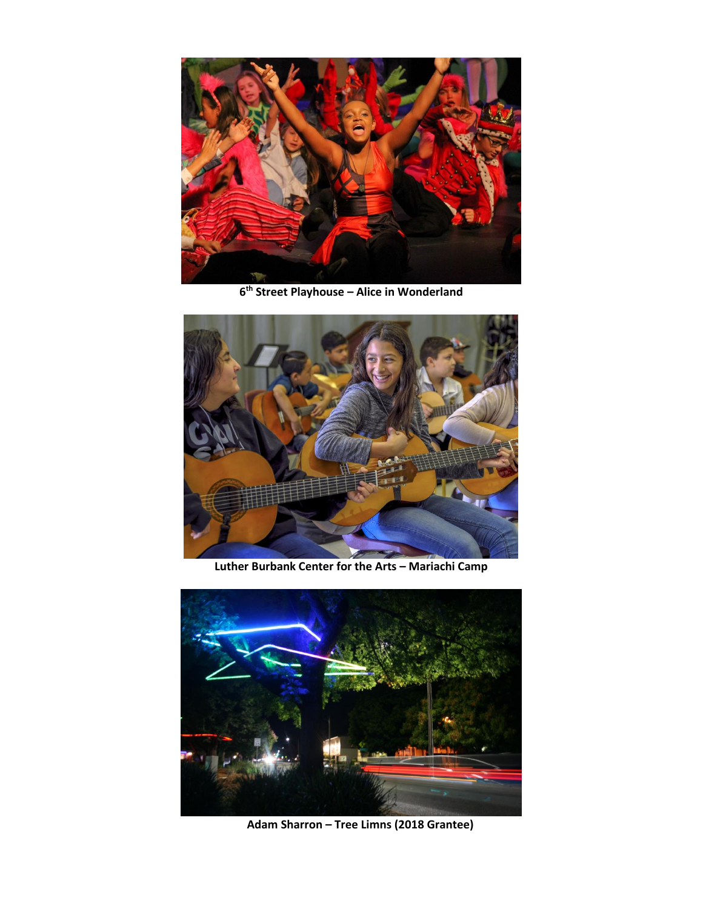6th Street Playhouse – Alice in Wonderland

Luther Burbank Center for the Arts – Mariachi Camp

Adam Sharron – Tree Limns (2018 Grantee)